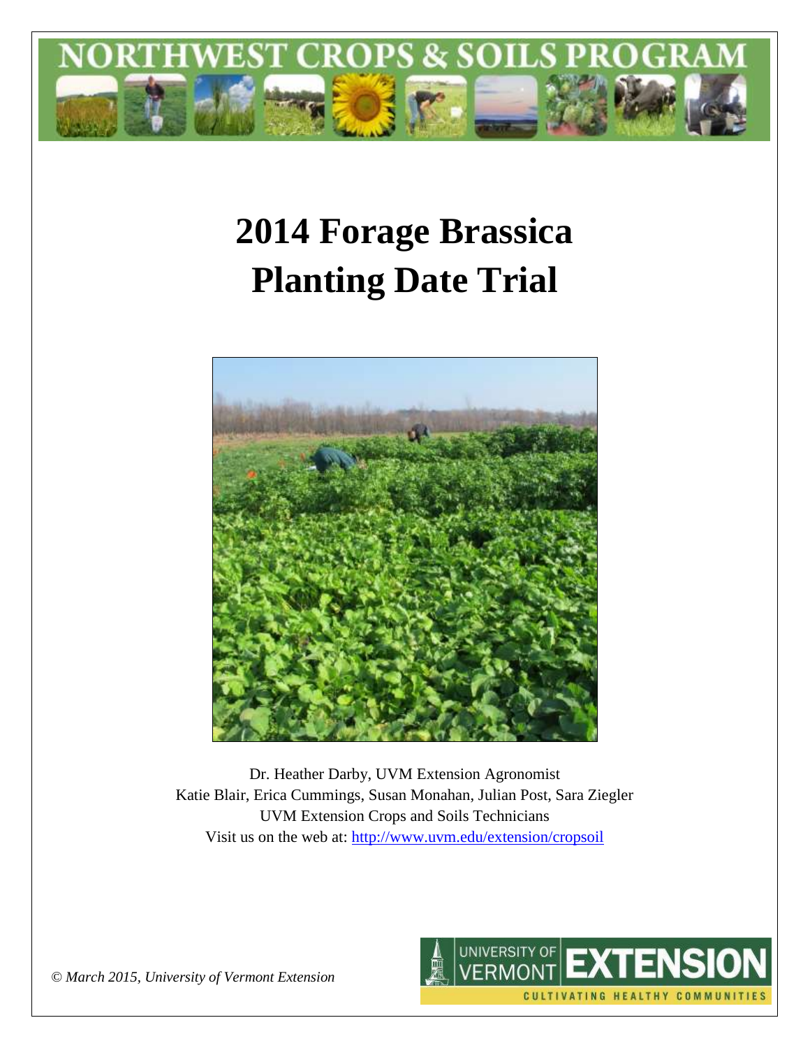# NORTHWEST CROPS & SOILS PROGRAM

# 2014 Forage Brassica Planting Date Trial

Dr. Heather Darby, UVM Extension Agronomist
Katie Blair, Erica Cummings, Susan Monahan, Julian Post, Sara Ziegler
UVM Extension Crops and Soils Technicians
Visit us on the web at: http://www.uvm.edu/extension/cropsoil

*© March 2015, University of Vermont Extension*

UNIVERSITY OF VERMONT EXTENSION
CULTIVATING HEALTHY COMMUNITIES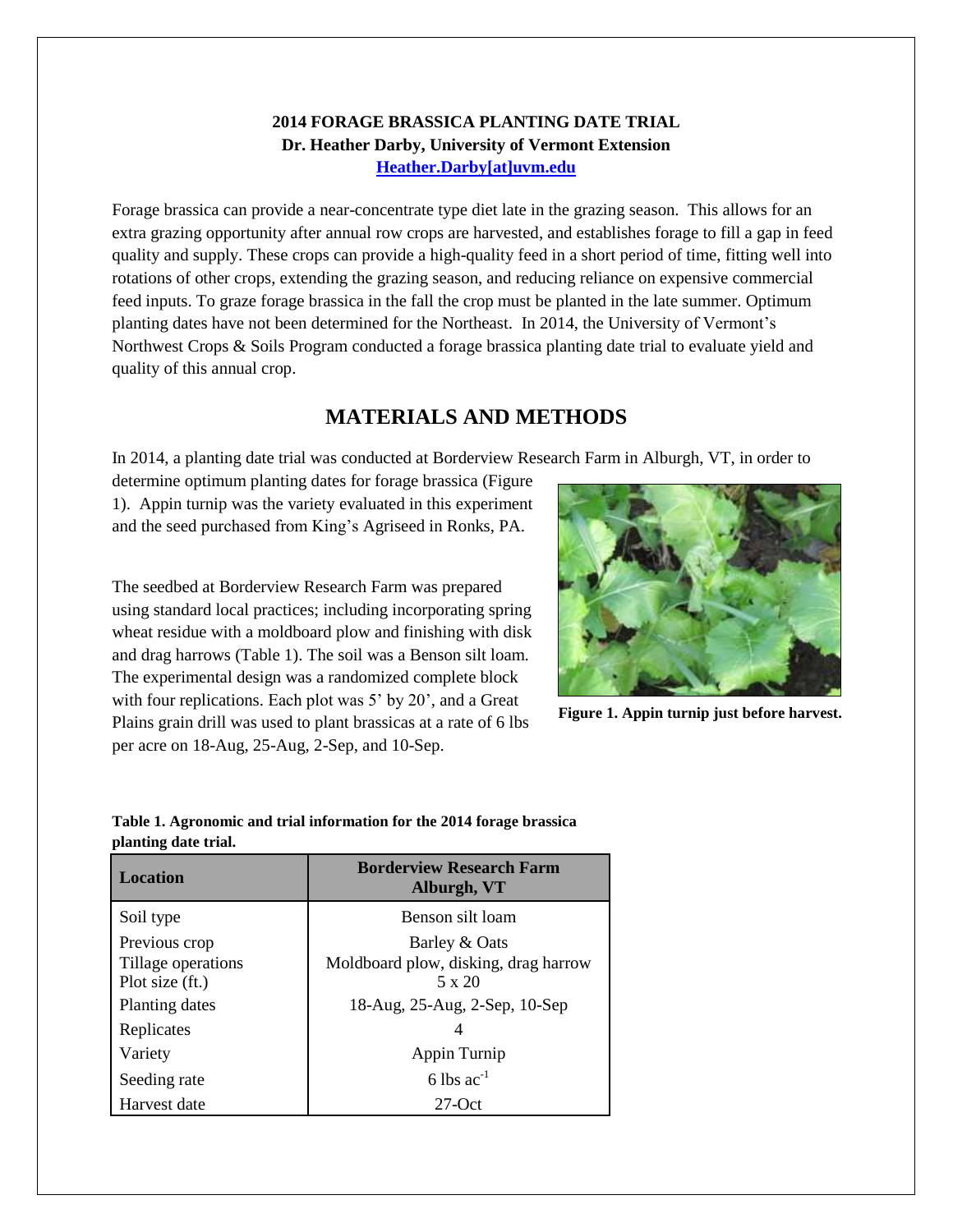**2014 FORAGE BRASSICA PLANTING DATE TRIAL**
**Dr. Heather Darby, University of Vermont Extension**
**[Heather.Darby[at]uvm.edu](mailto:Heather.Darby@uvm.edu)**

Forage brassica can provide a near-concentrate type diet late in the grazing season. This allows for an extra grazing opportunity after annual row crops are harvested, and establishes forage to fill a gap in feed quality and supply. These crops can provide a high-quality feed in a short period of time, fitting well into rotations of other crops, extending the grazing season, and reducing reliance on expensive commercial feed inputs. To graze forage brassica in the fall the crop must be planted in the late summer. Optimum planting dates have not been determined for the Northeast. In 2014, the University of Vermont's Northwest Crops & Soils Program conducted a forage brassica planting date trial to evaluate yield and quality of this annual crop.

## MATERIALS AND METHODS

In 2014, a planting date trial was conducted at Borderview Research Farm in Alburgh, VT, in order to determine optimum planting dates for forage brassica (Figure 1). Appin turnip was the variety evaluated in this experiment and the seed purchased from King's Agriseed in Ronks, PA.

The seedbed at Borderview Research Farm was prepared using standard local practices; including incorporating spring wheat residue with a moldboard plow and finishing with disk and drag harrows (Table 1). The soil was a Benson silt loam. The experimental design was a randomized complete block with four replications. Each plot was 5' by 20', and a Great Plains grain drill was used to plant brassicas at a rate of 6 lbs per acre on 18-Aug, 25-Aug, 2-Sep, and 10-Sep.

**Figure 1. Appin turnip just before harvest.**

**Table 1. Agronomic and trial information for the 2014 forage brassica planting date trial.**

| Location | Borderview Research Farm Alburgh, VT |
|---|---|
| Soil type | Benson silt loam |
| Previous crop | Barley & Oats |
| Tillage operations | Moldboard plow, disking, drag harrow |
| Plot size (ft.) | 5 x 20 |
| Planting dates | 18-Aug, 25-Aug, 2-Sep, 10-Sep |
| Replicates | 4 |
| Variety | Appin Turnip |
| Seeding rate | 6 lbs ac$^{-1}$ |
| Harvest date | 27-Oct |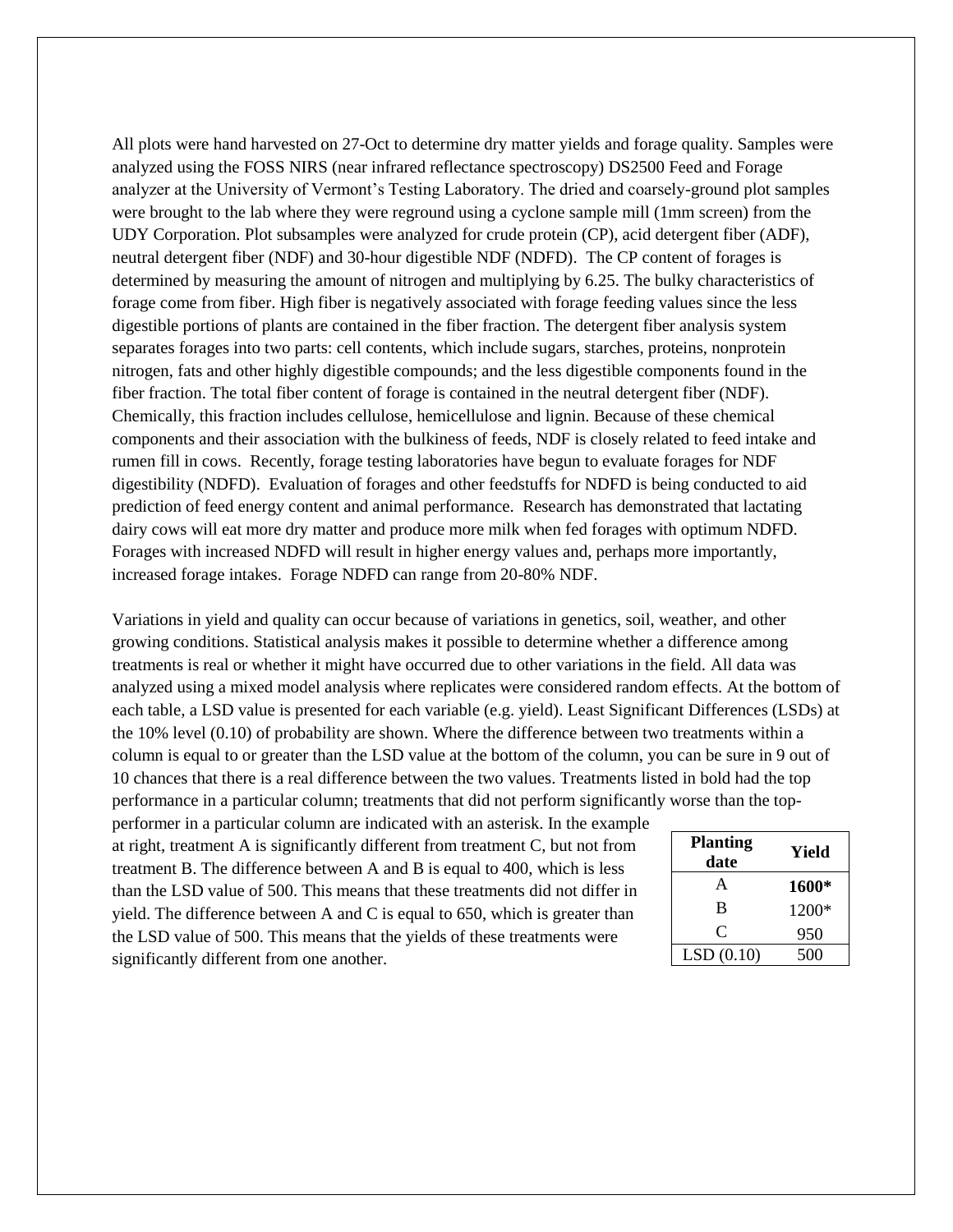All plots were hand harvested on 27-Oct to determine dry matter yields and forage quality. Samples were analyzed using the FOSS NIRS (near infrared reflectance spectroscopy) DS2500 Feed and Forage analyzer at the University of Vermont's Testing Laboratory. The dried and coarsely-ground plot samples were brought to the lab where they were reground using a cyclone sample mill (1mm screen) from the UDY Corporation. Plot subsamples were analyzed for crude protein (CP), acid detergent fiber (ADF), neutral detergent fiber (NDF) and 30-hour digestible NDF (NDFD). The CP content of forages is determined by measuring the amount of nitrogen and multiplying by 6.25. The bulky characteristics of forage come from fiber. High fiber is negatively associated with forage feeding values since the less digestible portions of plants are contained in the fiber fraction. The detergent fiber analysis system separates forages into two parts: cell contents, which include sugars, starches, proteins, nonprotein nitrogen, fats and other highly digestible compounds; and the less digestible components found in the fiber fraction. The total fiber content of forage is contained in the neutral detergent fiber (NDF). Chemically, this fraction includes cellulose, hemicellulose and lignin. Because of these chemical components and their association with the bulkiness of feeds, NDF is closely related to feed intake and rumen fill in cows. Recently, forage testing laboratories have begun to evaluate forages for NDF digestibility (NDFD). Evaluation of forages and other feedstuffs for NDFD is being conducted to aid prediction of feed energy content and animal performance. Research has demonstrated that lactating dairy cows will eat more dry matter and produce more milk when fed forages with optimum NDFD. Forages with increased NDFD will result in higher energy values and, perhaps more importantly, increased forage intakes. Forage NDFD can range from 20-80% NDF.

Variations in yield and quality can occur because of variations in genetics, soil, weather, and other growing conditions. Statistical analysis makes it possible to determine whether a difference among treatments is real or whether it might have occurred due to other variations in the field. All data was analyzed using a mixed model analysis where replicates were considered random effects. At the bottom of each table, a LSD value is presented for each variable (e.g. yield). Least Significant Differences (LSDs) at the 10% level (0.10) of probability are shown. Where the difference between two treatments within a column is equal to or greater than the LSD value at the bottom of the column, you can be sure in 9 out of 10 chances that there is a real difference between the two values. Treatments listed in bold had the top performance in a particular column; treatments that did not perform significantly worse than the top-performer in a particular column are indicated with an asterisk. In the example at right, treatment A is significantly different from treatment C, but not from treatment B. The difference between A and B is equal to 400, which is less than the LSD value of 500. This means that these treatments did not differ in yield. The difference between A and C is equal to 650, which is greater than the LSD value of 500. This means that the yields of these treatments were significantly different from one another.

| Planting date | Yield |
|---|---|
| A | **1600*** |
| B | 1200* |
| C | 950 |
| LSD (0.10) | 500 |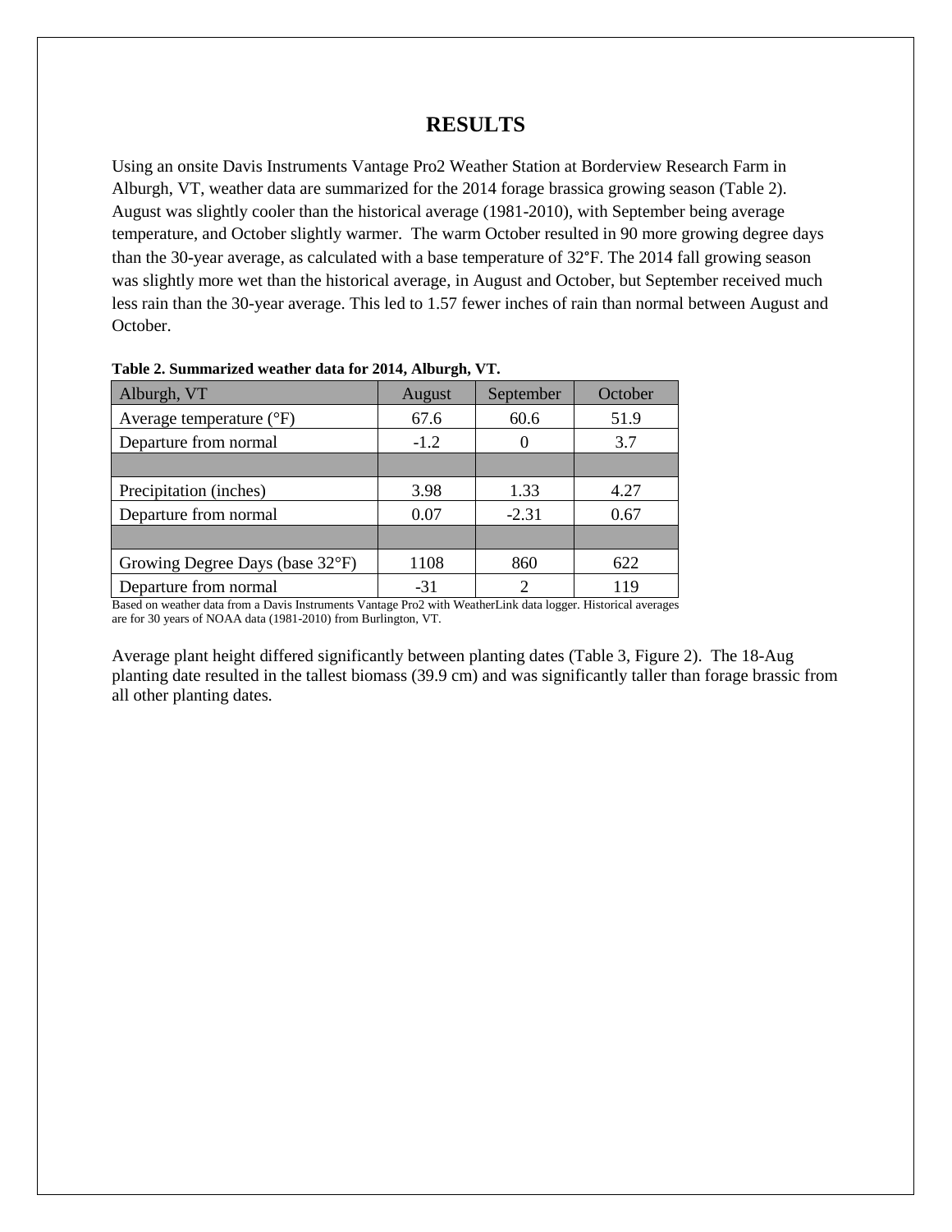# RESULTS

Using an onsite Davis Instruments Vantage Pro2 Weather Station at Borderview Research Farm in Alburgh, VT, weather data are summarized for the 2014 forage brassica growing season (Table 2). August was slightly cooler than the historical average (1981-2010), with September being average temperature, and October slightly warmer. The warm October resulted in 90 more growing degree days than the 30-year average, as calculated with a base temperature of 32°F. The 2014 fall growing season was slightly more wet than the historical average, in August and October, but September received much less rain than the 30-year average. This led to 1.57 fewer inches of rain than normal between August and October.

**Table 2. Summarized weather data for 2014, Alburgh, VT.**

| Alburgh, VT | August | September | October |
|---|---|---|---|
| Average temperature (°F) | 67.6 | 60.6 | 51.9 |
| Departure from normal | -1.2 | 0 | 3.7 |
| | | | |
| Precipitation (inches) | 3.98 | 1.33 | 4.27 |
| Departure from normal | 0.07 | -2.31 | 0.67 |
| | | | |
| Growing Degree Days (base 32°F) | 1108 | 860 | 622 |
| Departure from normal | -31 | 2 | 119 |

Based on weather data from a Davis Instruments Vantage Pro2 with WeatherLink data logger. Historical averages are for 30 years of NOAA data (1981-2010) from Burlington, VT.

Average plant height differed significantly between planting dates (Table 3, Figure 2). The 18-Aug planting date resulted in the tallest biomass (39.9 cm) and was significantly taller than forage brassic from all other planting dates.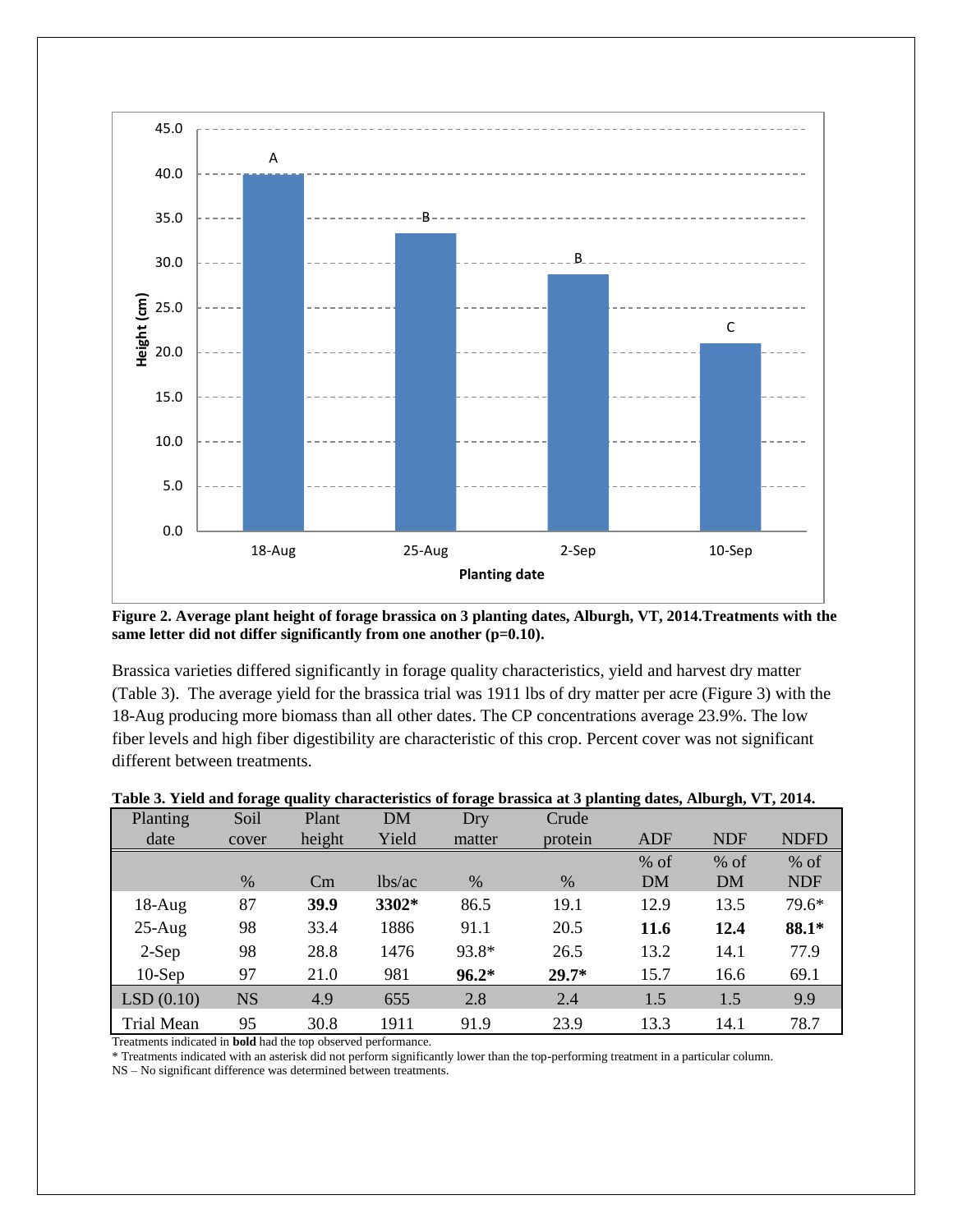**Figure 2. Average plant height of forage brassica on 3 planting dates, Alburgh, VT, 2014.Treatments with the same letter did not differ significantly from one another (p=0.10).**

Brassica varieties differed significantly in forage quality characteristics, yield and harvest dry matter (Table 3). The average yield for the brassica trial was 1911 lbs of dry matter per acre (Figure 3) with the 18-Aug producing more biomass than all other dates. The CP concentrations average 23.9%. The low fiber levels and high fiber digestibility are characteristic of this crop. Percent cover was not significant different between treatments.

**Table 3. Yield and forage quality characteristics of forage brassica at 3 planting dates, Alburgh, VT, 2014.**

| Planting date | Soil cover | Plant height | DM Yield | Dry matter | Crude protein | ADF | NDF | NDFD |
|---|---|---|---|---|---|---|---|---|
| | % | Cm | lbs/ac | % | % | % of DM | % of DM | % of NDF |
| 18-Aug | 87 | **39.9** | **3302*** | 86.5 | 19.1 | 12.9 | 13.5 | 79.6* |
| 25-Aug | 98 | 33.4 | 1886 | 91.1 | 20.5 | **11.6** | **12.4** | **88.1*** |
| 2-Sep | 98 | 28.8 | 1476 | 93.8* | 26.5 | 13.2 | 14.1 | 77.9 |
| 10-Sep | 97 | 21.0 | 981 | **96.2*** | **29.7*** | 15.7 | 16.6 | 69.1 |
| LSD (0.10) | NS | 4.9 | 655 | 2.8 | 2.4 | 1.5 | 1.5 | 9.9 |
| Trial Mean | 95 | 30.8 | 1911 | 91.9 | 23.9 | 13.3 | 14.1 | 78.7 |

Treatments indicated in **bold** had the top observed performance.

* Treatments indicated with an asterisk did not perform significantly lower than the top-performing treatment in a particular column.

NS – No significant difference was determined between treatments.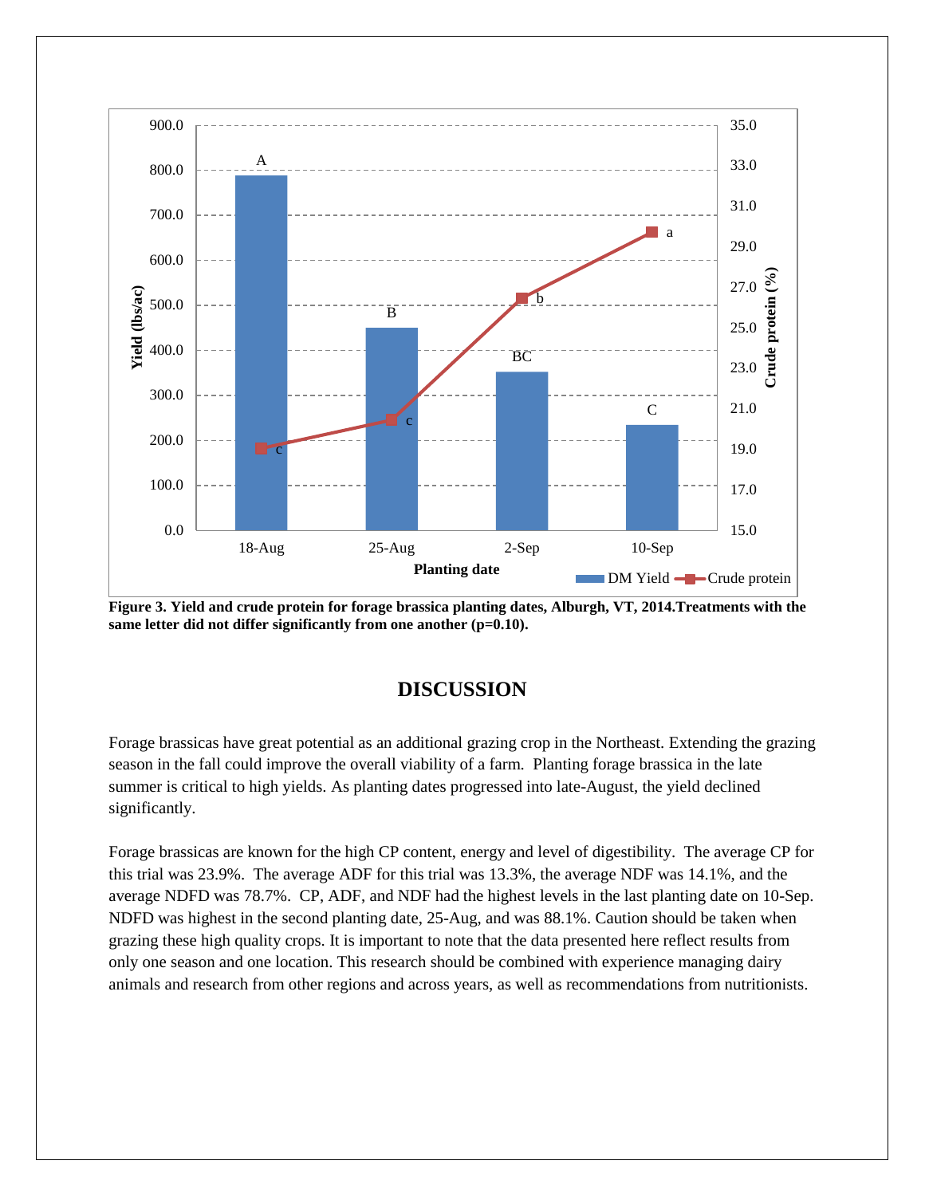**Figure 3. Yield and crude protein for forage brassica planting dates, Alburgh, VT, 2014.Treatments with the same letter did not differ significantly from one another (p=0.10).**

## DISCUSSION

Forage brassicas have great potential as an additional grazing crop in the Northeast. Extending the grazing season in the fall could improve the overall viability of a farm. Planting forage brassica in the late summer is critical to high yields. As planting dates progressed into late-August, the yield declined significantly.

Forage brassicas are known for the high CP content, energy and level of digestibility. The average CP for this trial was 23.9%. The average ADF for this trial was 13.3%, the average NDF was 14.1%, and the average NDFD was 78.7%. CP, ADF, and NDF had the highest levels in the last planting date on 10-Sep. NDFD was highest in the second planting date, 25-Aug, and was 88.1%. Caution should be taken when grazing these high quality crops. It is important to note that the data presented here reflect results from only one season and one location. This research should be combined with experience managing dairy animals and research from other regions and across years, as well as recommendations from nutritionists.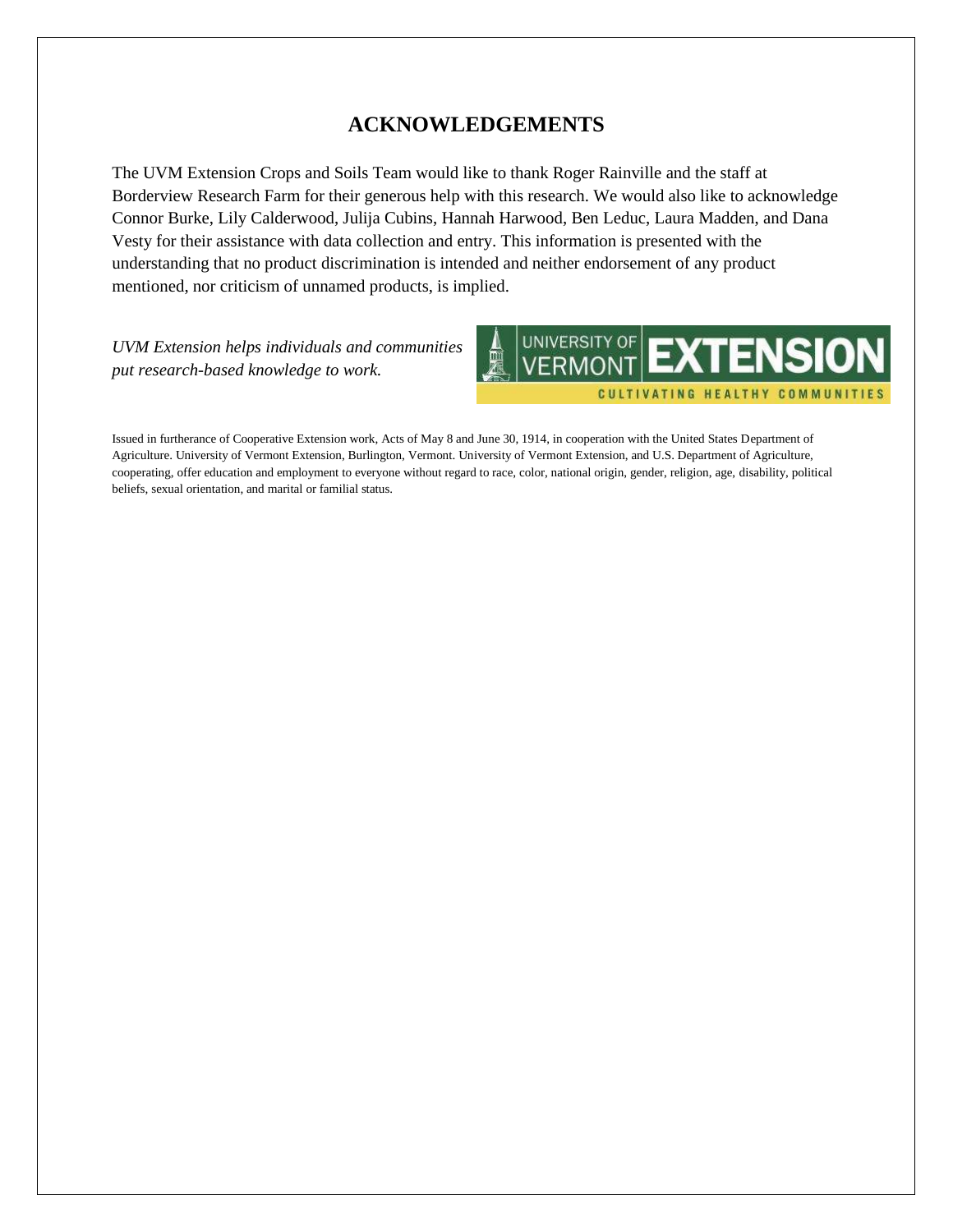## ACKNOWLEDGEMENTS

The UVM Extension Crops and Soils Team would like to thank Roger Rainville and the staff at Borderview Research Farm for their generous help with this research. We would also like to acknowledge Connor Burke, Lily Calderwood, Julija Cubins, Hannah Harwood, Ben Leduc, Laura Madden, and Dana Vesty for their assistance with data collection and entry. This information is presented with the understanding that no product discrimination is intended and neither endorsement of any product mentioned, nor criticism of unnamed products, is implied.

*UVM Extension helps individuals and communities put research-based knowledge to work.*

UNIVERSITY OF VERMONT EXTENSION
CULTIVATING HEALTHY COMMUNITIES

Issued in furtherance of Cooperative Extension work, Acts of May 8 and June 30, 1914, in cooperation with the United States Department of Agriculture. University of Vermont Extension, Burlington, Vermont. University of Vermont Extension, and U.S. Department of Agriculture, cooperating, offer education and employment to everyone without regard to race, color, national origin, gender, religion, age, disability, political beliefs, sexual orientation, and marital or familial status.